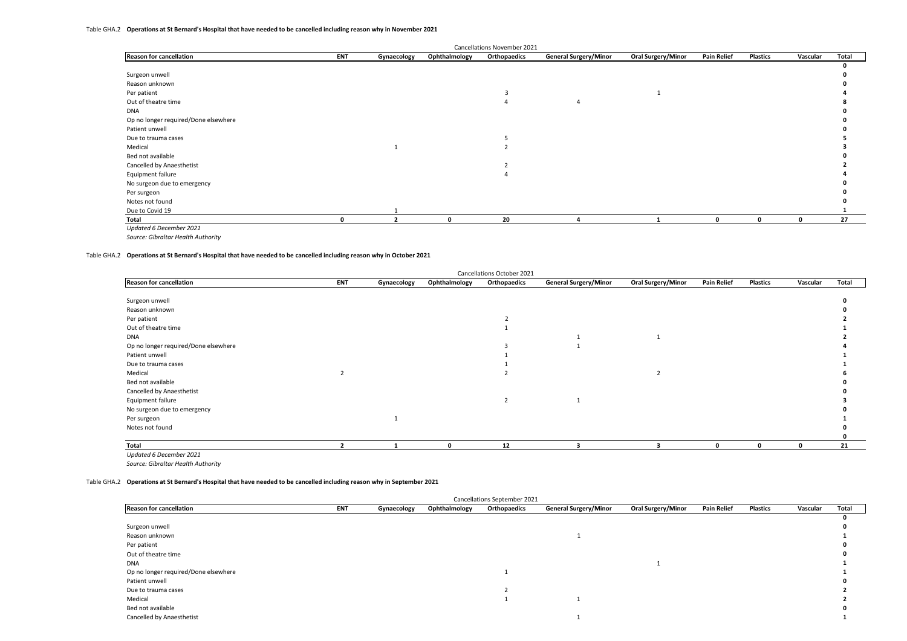Table GHA.2 **Operations at St Bernard's Hospital that have needed to be cancelled including reason why in November 2021**

| | Cancellations November 2021 | | | | | | | | | |
|---|---|---|---|---|---|---|---|---|---|---|
| **Reason for cancellation** | **ENT** | **Gynaecology** | **Ophthalmology** | **Orthopaedics** | **General Surgery/Minor** | **Oral Surgery/Minor** | **Pain Relief** | **Plastics** | **Vascular** | **Total** |
| | | | | | | | | | | **0** |
| Surgeon unwell | | | | | | | | | | **0** |
| Reason unknown | | | | | | | | | | **0** |
| Per patient | | | | 3 | | 1 | | | | **4** |
| Out of theatre time | | | | 4 | 4 | | | | | **8** |
| DNA | | | | | | | | | | **0** |
| Op no longer required/Done elsewhere | | | | | | | | | | **0** |
| Patient unwell | | | | | | | | | | **0** |
| Due to trauma cases | | | | 5 | | | | | | **5** |
| Medical | | 1 | | 2 | | | | | | **3** |
| Bed not available | | | | | | | | | | **0** |
| Cancelled by Anaesthetist | | | | 2 | | | | | | **2** |
| Equipment failure | | | | 4 | | | | | | **4** |
| No surgeon due to emergency | | | | | | | | | | **0** |
| Per surgeon | | | | | | | | | | **0** |
| Notes not found | | | | | | | | | | **0** |
| Due to Covid 19 | | 1 | | | | | | | | **1** |
| **Total** | **0** | **2** | **0** | **20** | **4** | **1** | **0** | **0** | **0** | **27** |

*Updated 6 December 2021*

*Source: Gibraltar Health Authority*

Table GHA.2 **Operations at St Bernard's Hospital that have needed to be cancelled including reason why in October 2021**

| | Cancellations October 2021 | | | | | | | | | |
|---|---|---|---|---|---|---|---|---|---|---|
| **Reason for cancellation** | **ENT** | **Gynaecology** | **Ophthalmology** | **Orthopaedics** | **General Surgery/Minor** | **Oral Surgery/Minor** | **Pain Relief** | **Plastics** | **Vascular** | **Total** |
| Surgeon unwell | | | | | | | | | | **0** |
| Reason unknown | | | | | | | | | | **0** |
| Per patient | | | | 2 | | | | | | **2** |
| Out of theatre time | | | | 1 | | | | | | **1** |
| DNA | | | | | 1 | 1 | | | | **2** |
| Op no longer required/Done elsewhere | | | | 3 | 1 | | | | | **4** |
| Patient unwell | | | | 1 | | | | | | **1** |
| Due to trauma cases | | | | 1 | | | | | | **1** |
| Medical | 2 | | | 2 | | 2 | | | | **6** |
| Bed not available | | | | | | | | | | **0** |
| Cancelled by Anaesthetist | | | | | | | | | | **0** |
| Equipment failure | | | | 2 | 1 | | | | | **3** |
| No surgeon due to emergency | | | | | | | | | | **0** |
| Per surgeon | | 1 | | | | | | | | **1** |
| Notes not found | | | | | | | | | | **0** |
| | | | | | | | | | | **0** |
| **Total** | **2** | **1** | **0** | **12** | **3** | **3** | **0** | **0** | **0** | **21** |

*Updated 6 December 2021*

*Source: Gibraltar Health Authority*

Table GHA.2 **Operations at St Bernard's Hospital that have needed to be cancelled including reason why in September 2021**

| | Cancellations September 2021 | | | | | | | | | |
|---|---|---|---|---|---|---|---|---|---|---|
| **Reason for cancellation** | **ENT** | **Gynaecology** | **Ophthalmology** | **Orthopaedics** | **General Surgery/Minor** | **Oral Surgery/Minor** | **Pain Relief** | **Plastics** | **Vascular** | **Total** |
| | | | | | | | | | | **0** |
| Surgeon unwell | | | | | | | | | | **0** |
| Reason unknown | | | | | 1 | | | | | **1** |
| Per patient | | | | | | | | | | **0** |
| Out of theatre time | | | | | | | | | | **0** |
| DNA | | | | | | 1 | | | | **1** |
| Op no longer required/Done elsewhere | | | | 1 | | | | | | **1** |
| Patient unwell | | | | | | | | | | **0** |
| Due to trauma cases | | | | 2 | | | | | | **2** |
| Medical | | | | 1 | 1 | | | | | **2** |
| Bed not available | | | | | | | | | | **0** |
| Cancelled by Anaesthetist | | | | | 1 | | | | | **1** |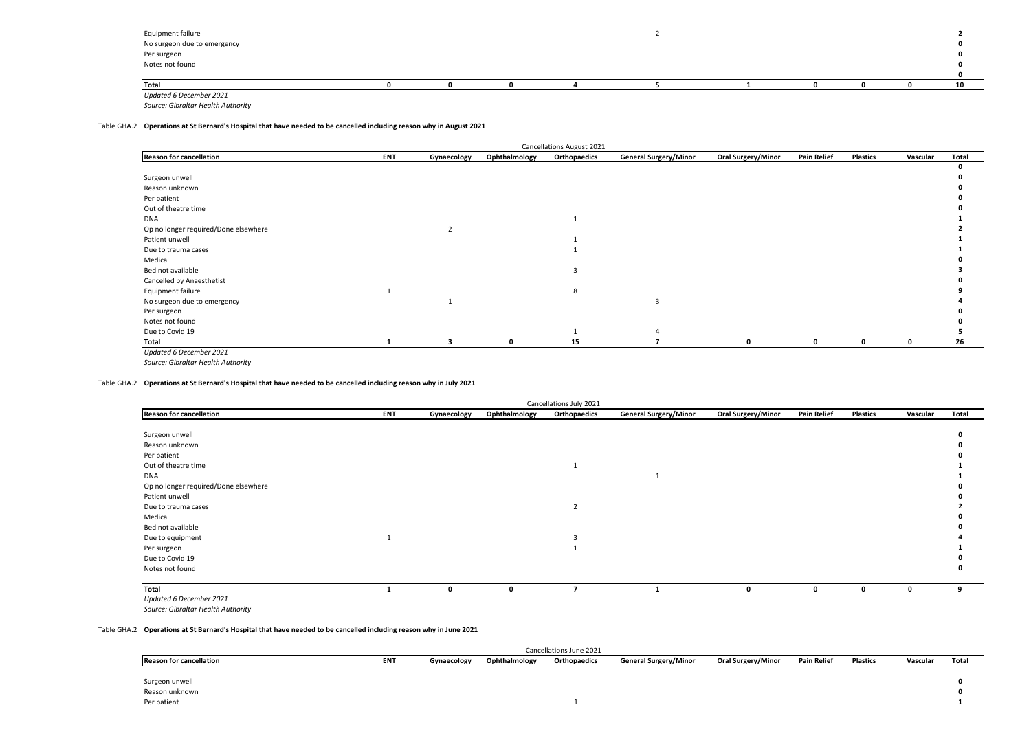| Reason for cancellation | ENT | Gynaecology | Ophthalmology | Orthopaedics | General Surgery/Minor | Oral Surgery/Minor | Pain Relief | Plastics | Vascular | Total |
|---|---|---|---|---|---|---|---|---|---|---|
| Equipment failure | | | | | 2 | | | | | **2** |
| No surgeon due to emergency | | | | | | | | | | **0** |
| Per surgeon | | | | | | | | | | **0** |
| Notes not found | | | | | | | | | | **0** |
| | | | | | | | | | | **0** |
| **Total** | **0** | **0** | **0** | **4** | **5** | **1** | **0** | **0** | **0** | **10** |

*Updated 6 December 2021*

*Source: Gibraltar Health Authority*

Table GHA.2 **Operations at St Bernard's Hospital that have needed to be cancelled including reason why in August 2021**

| | Cancellations August 2021 | | | | | | | | | |
|---|---|---|---|---|---|---|---|---|---|---|
| **Reason for cancellation** | **ENT** | **Gynaecology** | **Ophthalmology** | **Orthopaedics** | **General Surgery/Minor** | **Oral Surgery/Minor** | **Pain Relief** | **Plastics** | **Vascular** | **Total** |
| | | | | | | | | | | **0** |
| Surgeon unwell | | | | | | | | | | **0** |
| Reason unknown | | | | | | | | | | **0** |
| Per patient | | | | | | | | | | **0** |
| Out of theatre time | | | | | | | | | | **0** |
| DNA | | | | 1 | | | | | | **1** |
| Op no longer required/Done elsewhere | | 2 | | | | | | | | **2** |
| Patient unwell | | | | 1 | | | | | | **1** |
| Due to trauma cases | | | | 1 | | | | | | **1** |
| Medical | | | | | | | | | | **0** |
| Bed not available | | | | 3 | | | | | | **3** |
| Cancelled by Anaesthetist | | | | | | | | | | **0** |
| Equipment failure | 1 | | | 8 | | | | | | **9** |
| No surgeon due to emergency | | 1 | | | 3 | | | | | **4** |
| Per surgeon | | | | | | | | | | **0** |
| Notes not found | | | | | | | | | | **0** |
| Due to Covid 19 | | | | 1 | 4 | | | | | **5** |
| **Total** | **1** | **3** | **0** | **15** | **7** | **0** | **0** | **0** | **0** | **26** |

*Updated 6 December 2021*

*Source: Gibraltar Health Authority*

Table GHA.2 **Operations at St Bernard's Hospital that have needed to be cancelled including reason why in July 2021**

| | Cancellations July 2021 | | | | | | | | | |
|---|---|---|---|---|---|---|---|---|---|---|
| **Reason for cancellation** | **ENT** | **Gynaecology** | **Ophthalmology** | **Orthopaedics** | **General Surgery/Minor** | **Oral Surgery/Minor** | **Pain Relief** | **Plastics** | **Vascular** | **Total** |
| Surgeon unwell | | | | | | | | | | **0** |
| Reason unknown | | | | | | | | | | **0** |
| Per patient | | | | | | | | | | **0** |
| Out of theatre time | | | | 1 | | | | | | **1** |
| DNA | | | | | 1 | | | | | **1** |
| Op no longer required/Done elsewhere | | | | | | | | | | **0** |
| Patient unwell | | | | | | | | | | **0** |
| Due to trauma cases | | | | 2 | | | | | | **2** |
| Medical | | | | | | | | | | **0** |
| Bed not available | | | | | | | | | | **0** |
| Due to equipment | 1 | | | 3 | | | | | | **4** |
| Per surgeon | | | | 1 | | | | | | **1** |
| Due to Covid 19 | | | | | | | | | | **0** |
| Notes not found | | | | | | | | | | **0** |
| **Total** | **1** | **0** | **0** | **7** | **1** | **0** | **0** | **0** | **0** | **9** |

*Updated 6 December 2021*

*Source: Gibraltar Health Authority*

Table GHA.2 **Operations at St Bernard's Hospital that have needed to be cancelled including reason why in June 2021**

| | Cancellations June 2021 | | | | | | | | | |
|---|---|---|---|---|---|---|---|---|---|---|
| **Reason for cancellation** | **ENT** | **Gynaecology** | **Ophthalmology** | **Orthopaedics** | **General Surgery/Minor** | **Oral Surgery/Minor** | **Pain Relief** | **Plastics** | **Vascular** | **Total** |
| Surgeon unwell | | | | | | | | | | **0** |
| Reason unknown | | | | | | | | | | **0** |
| Per patient | | | | 1 | | | | | | **1** |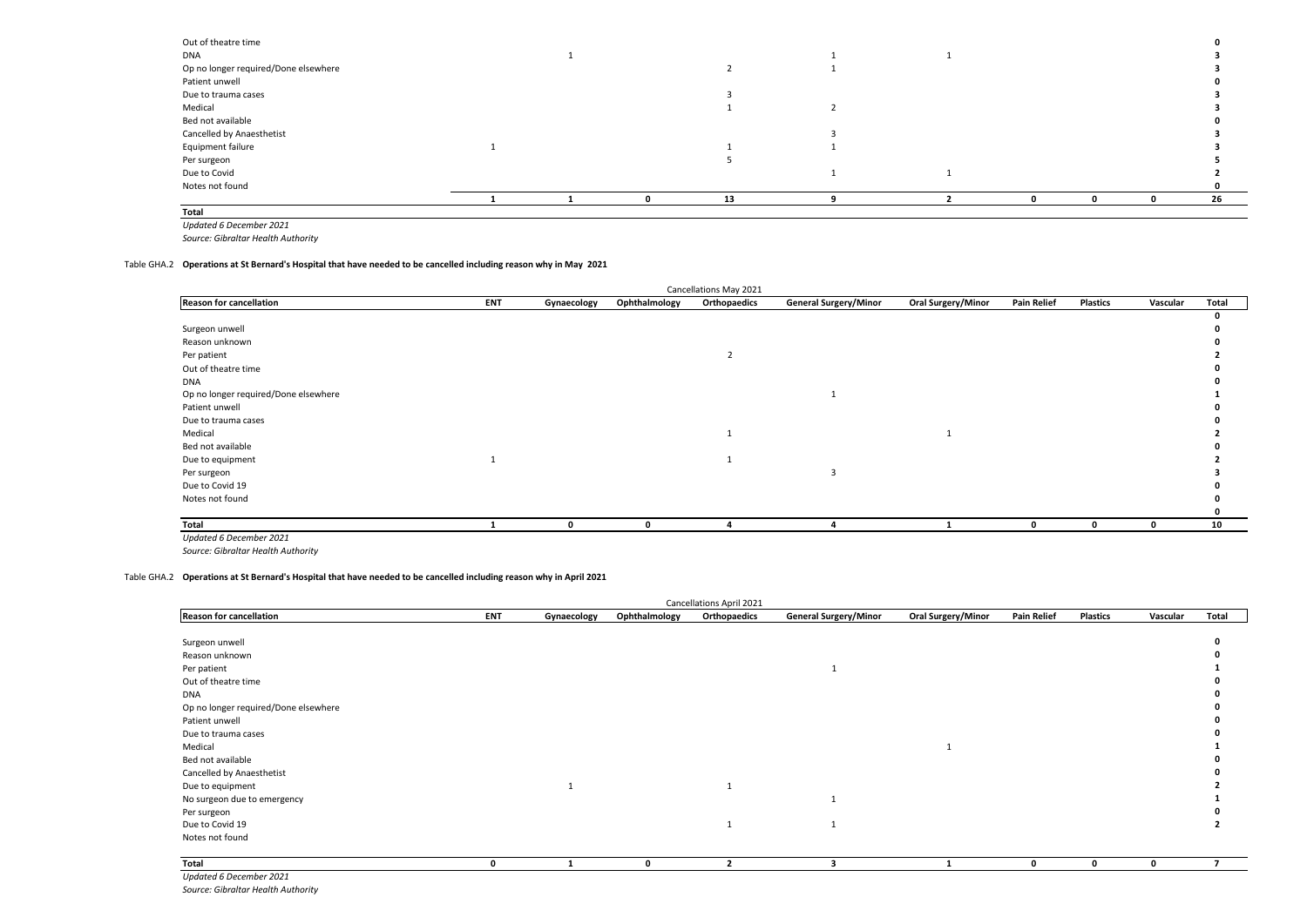| Reason for cancellation | ENT | Gynaecology | Ophthalmology | Orthopaedics | General Surgery/Minor | Oral Surgery/Minor | Pain Relief | Plastics | Vascular | Total |
|---|---|---|---|---|---|---|---|---|---|---|
| Out of theatre time | | | | | | | | | | **0** |
| DNA | | 1 | | | 1 | 1 | | | | **3** |
| Op no longer required/Done elsewhere | | | | 2 | 1 | | | | | **3** |
| Patient unwell | | | | | | | | | | **0** |
| Due to trauma cases | | | | 3 | | | | | | **3** |
| Medical | | | | 1 | 2 | | | | | **3** |
| Bed not available | | | | | | | | | | **0** |
| Cancelled by Anaesthetist | | | | | 3 | | | | | **3** |
| Equipment failure | 1 | | | 1 | 1 | | | | | **3** |
| Per surgeon | | | | 5 | | | | | | **5** |
| Due to Covid | | | | | 1 | 1 | | | | **2** |
| Notes not found | | | | | | | | | | **0** |
| | **1** | **1** | **0** | **13** | **9** | **2** | **0** | **0** | **0** | **26** |
| **Total** | | | | | | | | | | |

*Updated 6 December 2021*

*Source: Gibraltar Health Authority*

Table GHA.2 **Operations at St Bernard's Hospital that have needed to be cancelled including reason why in May 2021**

| | | | | Cancellations May 2021 | | | | | | |
|---|---|---|---|---|---|---|---|---|---|---|
| **Reason for cancellation** | **ENT** | **Gynaecology** | **Ophthalmology** | **Orthopaedics** | **General Surgery/Minor** | **Oral Surgery/Minor** | **Pain Relief** | **Plastics** | **Vascular** | **Total** |
| | | | | | | | | | | **0** |
| Surgeon unwell | | | | | | | | | | **0** |
| Reason unknown | | | | | | | | | | **0** |
| Per patient | | | | 2 | | | | | | **2** |
| Out of theatre time | | | | | | | | | | **0** |
| DNA | | | | | | | | | | **0** |
| Op no longer required/Done elsewhere | | | | | 1 | | | | | **1** |
| Patient unwell | | | | | | | | | | **0** |
| Due to trauma cases | | | | | | | | | | **0** |
| Medical | | | | 1 | | 1 | | | | **2** |
| Bed not available | | | | | | | | | | **0** |
| Due to equipment | 1 | | | 1 | | | | | | **2** |
| Per surgeon | | | | | 3 | | | | | **3** |
| Due to Covid 19 | | | | | | | | | | **0** |
| Notes not found | | | | | | | | | | **0** |
| | | | | | | | | | | **0** |
| **Total** | **1** | **0** | **0** | **4** | **4** | **1** | **0** | **0** | **0** | **10** |

*Updated 6 December 2021*

*Source: Gibraltar Health Authority*

Table GHA.2 **Operations at St Bernard's Hospital that have needed to be cancelled including reason why in April 2021**

| | | | | Cancellations April 2021 | | | | | | |
|---|---|---|---|---|---|---|---|---|---|---|
| **Reason for cancellation** | **ENT** | **Gynaecology** | **Ophthalmology** | **Orthopaedics** | **General Surgery/Minor** | **Oral Surgery/Minor** | **Pain Relief** | **Plastics** | **Vascular** | **Total** |
| Surgeon unwell | | | | | | | | | | **0** |
| Reason unknown | | | | | | | | | | **0** |
| Per patient | | | | | 1 | | | | | **1** |
| Out of theatre time | | | | | | | | | | **0** |
| DNA | | | | | | | | | | **0** |
| Op no longer required/Done elsewhere | | | | | | | | | | **0** |
| Patient unwell | | | | | | | | | | **0** |
| Due to trauma cases | | | | | | | | | | **0** |
| Medical | | | | | | 1 | | | | **1** |
| Bed not available | | | | | | | | | | **0** |
| Cancelled by Anaesthetist | | | | | | | | | | **0** |
| Due to equipment | | 1 | | 1 | | | | | | **2** |
| No surgeon due to emergency | | | | | 1 | | | | | **1** |
| Per surgeon | | | | | | | | | | **0** |
| Due to Covid 19 | | | | 1 | 1 | | | | | **2** |
| Notes not found | | | | | | | | | | |
| **Total** | **0** | **1** | **0** | **2** | **3** | **1** | **0** | **0** | **0** | **7** |

*Updated 6 December 2021*

*Source: Gibraltar Health Authority*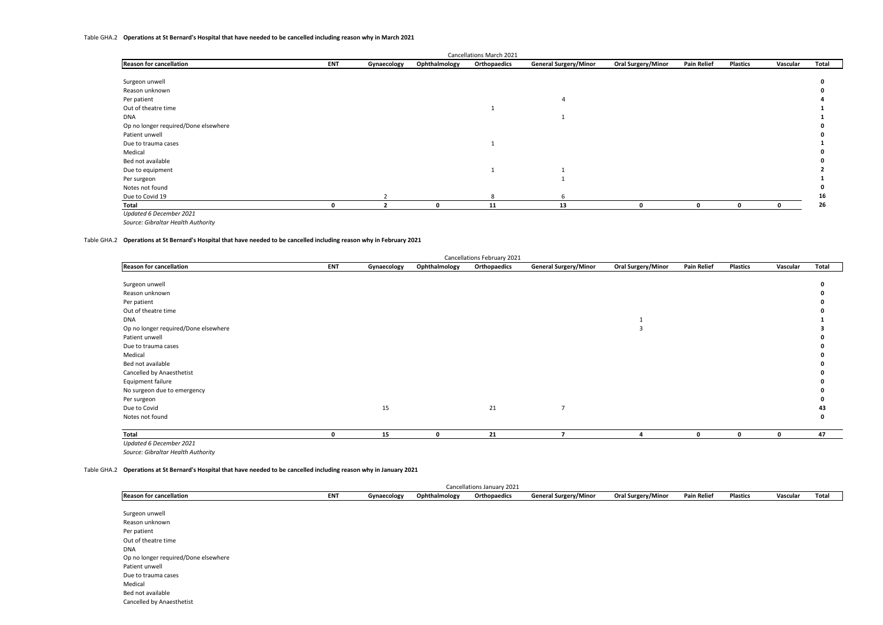Table GHA.2 **Operations at St Bernard's Hospital that have needed to be cancelled including reason why in March 2021**

| | | | | Cancellations March 2021 | | | | | | |
|---|---|---|---|---|---|---|---|---|---|---|
| **Reason for cancellation** | **ENT** | **Gynaecology** | **Ophthalmology** | **Orthopaedics** | **General Surgery/Minor** | **Oral Surgery/Minor** | **Pain Relief** | **Plastics** | **Vascular** | **Total** |
| Surgeon unwell | | | | | | | | | | **0** |
| Reason unknown | | | | | | | | | | **0** |
| Per patient | | | | | 4 | | | | | **4** |
| Out of theatre time | | | | 1 | | | | | | **1** |
| DNA | | | | | 1 | | | | | **1** |
| Op no longer required/Done elsewhere | | | | | | | | | | **0** |
| Patient unwell | | | | | | | | | | **0** |
| Due to trauma cases | | | | 1 | | | | | | **1** |
| Medical | | | | | | | | | | **0** |
| Bed not available | | | | | | | | | | **0** |
| Due to equipment | | | | 1 | 1 | | | | | **2** |
| Per surgeon | | | | | 1 | | | | | **1** |
| Notes not found | | | | | | | | | | **0** |
| Due to Covid 19 | | 2 | | 8 | 6 | | | | | **16** |
| **Total** | **0** | **2** | **0** | **11** | **13** | **0** | **0** | **0** | **0** | **26** |

*Updated 6 December 2021*

*Source: Gibraltar Health Authority*

Table GHA.2 **Operations at St Bernard's Hospital that have needed to be cancelled including reason why in February 2021**

| | | | | Cancellations February 2021 | | | | | | |
|---|---|---|---|---|---|---|---|---|---|---|
| **Reason for cancellation** | **ENT** | **Gynaecology** | **Ophthalmology** | **Orthopaedics** | **General Surgery/Minor** | **Oral Surgery/Minor** | **Pain Relief** | **Plastics** | **Vascular** | **Total** |
| Surgeon unwell | | | | | | | | | | **0** |
| Reason unknown | | | | | | | | | | **0** |
| Per patient | | | | | | | | | | **0** |
| Out of theatre time | | | | | | | | | | **0** |
| DNA | | | | | | 1 | | | | **1** |
| Op no longer required/Done elsewhere | | | | | | 3 | | | | **3** |
| Patient unwell | | | | | | | | | | **0** |
| Due to trauma cases | | | | | | | | | | **0** |
| Medical | | | | | | | | | | **0** |
| Bed not available | | | | | | | | | | **0** |
| Cancelled by Anaesthetist | | | | | | | | | | **0** |
| Equipment failure | | | | | | | | | | **0** |
| No surgeon due to emergency | | | | | | | | | | **0** |
| Per surgeon | | | | | | | | | | **0** |
| Due to Covid | | 15 | | 21 | 7 | | | | | **43** |
| Notes not found | | | | | | | | | | **0** |
| **Total** | **0** | **15** | **0** | **21** | **7** | **4** | **0** | **0** | **0** | **47** |

*Updated 6 December 2021*

*Source: Gibraltar Health Authority*

Table GHA.2 **Operations at St Bernard's Hospital that have needed to be cancelled including reason why in January 2021**

| | | | | Cancellations January 2021 | | | | | | |
|---|---|---|---|---|---|---|---|---|---|---|
| **Reason for cancellation** | **ENT** | **Gynaecology** | **Ophthalmology** | **Orthopaedics** | **General Surgery/Minor** | **Oral Surgery/Minor** | **Pain Relief** | **Plastics** | **Vascular** | **Total** |
| Surgeon unwell | | | | | | | | | | |
| Reason unknown | | | | | | | | | | |
| Per patient | | | | | | | | | | |
| Out of theatre time | | | | | | | | | | |
| DNA | | | | | | | | | | |
| Op no longer required/Done elsewhere | | | | | | | | | | |
| Patient unwell | | | | | | | | | | |
| Due to trauma cases | | | | | | | | | | |
| Medical | | | | | | | | | | |
| Bed not available | | | | | | | | | | |
| Cancelled by Anaesthetist | | | | | | | | | | |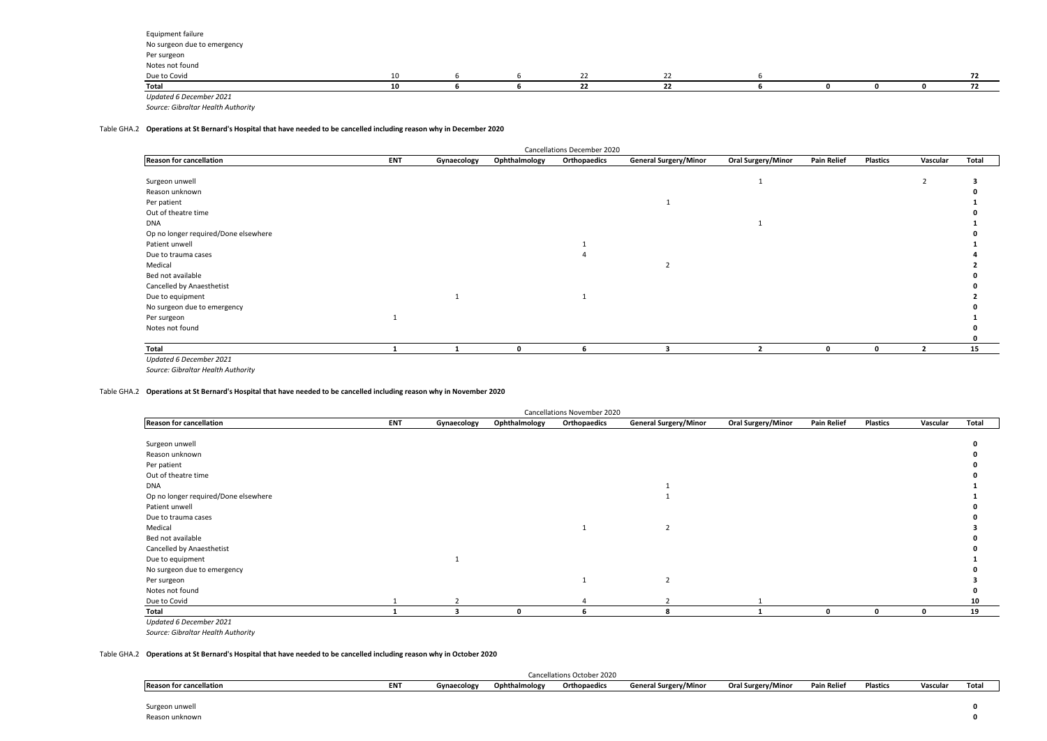| Reason for cancellation | ENT | Gynaecology | Ophthalmology | Orthopaedics | General Surgery/Minor | Oral Surgery/Minor | Pain Relief | Plastics | Vascular | Total |
|---|---|---|---|---|---|---|---|---|---|---|
| Equipment failure | | | | | | | | | | |
| No surgeon due to emergency | | | | | | | | | | |
| Per surgeon | | | | | | | | | | |
| Notes not found | | | | | | | | | | |
| Due to Covid | 10 | 6 | 6 | 22 | 22 | 6 | | | | **72** |
| **Total** | **10** | **6** | **6** | **22** | **22** | **6** | **0** | **0** | **0** | **72** |

*Updated 6 December 2021*

*Source: Gibraltar Health Authority*

Table GHA.2 **Operations at St Bernard's Hospital that have needed to be cancelled including reason why in December 2020**

| | | | | Cancellations December 2020 | | | | | | |
|---|---|---|---|---|---|---|---|---|---|---|
| **Reason for cancellation** | **ENT** | **Gynaecology** | **Ophthalmology** | **Orthopaedics** | **General Surgery/Minor** | **Oral Surgery/Minor** | **Pain Relief** | **Plastics** | **Vascular** | **Total** |
| Surgeon unwell | | | | | | 1 | | | 2 | **3** |
| Reason unknown | | | | | | | | | | **0** |
| Per patient | | | | | 1 | | | | | **1** |
| Out of theatre time | | | | | | | | | | **0** |
| DNA | | | | | | 1 | | | | **1** |
| Op no longer required/Done elsewhere | | | | | | | | | | **0** |
| Patient unwell | | | | 1 | | | | | | **1** |
| Due to trauma cases | | | | 4 | | | | | | **4** |
| Medical | | | | | 2 | | | | | **2** |
| Bed not available | | | | | | | | | | **0** |
| Cancelled by Anaesthetist | | | | | | | | | | **0** |
| Due to equipment | | 1 | | 1 | | | | | | **2** |
| No surgeon due to emergency | | | | | | | | | | **0** |
| Per surgeon | 1 | | | | | | | | | **1** |
| Notes not found | | | | | | | | | | **0** |
| | | | | | | | | | | **0** |
| **Total** | **1** | **1** | **0** | **6** | **3** | **2** | **0** | **0** | **2** | **15** |

*Updated 6 December 2021*

*Source: Gibraltar Health Authority*

Table GHA.2 **Operations at St Bernard's Hospital that have needed to be cancelled including reason why in November 2020**

| | | | | Cancellations November 2020 | | | | | | |
|---|---|---|---|---|---|---|---|---|---|---|
| **Reason for cancellation** | **ENT** | **Gynaecology** | **Ophthalmology** | **Orthopaedics** | **General Surgery/Minor** | **Oral Surgery/Minor** | **Pain Relief** | **Plastics** | **Vascular** | **Total** |
| Surgeon unwell | | | | | | | | | | **0** |
| Reason unknown | | | | | | | | | | **0** |
| Per patient | | | | | | | | | | **0** |
| Out of theatre time | | | | | | | | | | **0** |
| DNA | | | | | 1 | | | | | **1** |
| Op no longer required/Done elsewhere | | | | | 1 | | | | | **1** |
| Patient unwell | | | | | | | | | | **0** |
| Due to trauma cases | | | | | | | | | | **0** |
| Medical | | | | 1 | 2 | | | | | **3** |
| Bed not available | | | | | | | | | | **0** |
| Cancelled by Anaesthetist | | | | | | | | | | **0** |
| Due to equipment | | 1 | | | | | | | | **1** |
| No surgeon due to emergency | | | | | | | | | | **0** |
| Per surgeon | | | | 1 | 2 | | | | | **3** |
| Notes not found | | | | | | | | | | **0** |
| Due to Covid | 1 | 2 | | 4 | 2 | 1 | | | | **10** |
| **Total** | **1** | **3** | **0** | **6** | **8** | **1** | **0** | **0** | **0** | **19** |

*Updated 6 December 2021*

*Source: Gibraltar Health Authority*

Table GHA.2 **Operations at St Bernard's Hospital that have needed to be cancelled including reason why in October 2020**

| | | | | Cancellations October 2020 | | | | | | |
|---|---|---|---|---|---|---|---|---|---|---|
| **Reason for cancellation** | **ENT** | **Gynaecology** | **Ophthalmology** | **Orthopaedics** | **General Surgery/Minor** | **Oral Surgery/Minor** | **Pain Relief** | **Plastics** | **Vascular** | **Total** |
| Surgeon unwell | | | | | | | | | | **0** |
| Reason unknown | | | | | | | | | | **0** |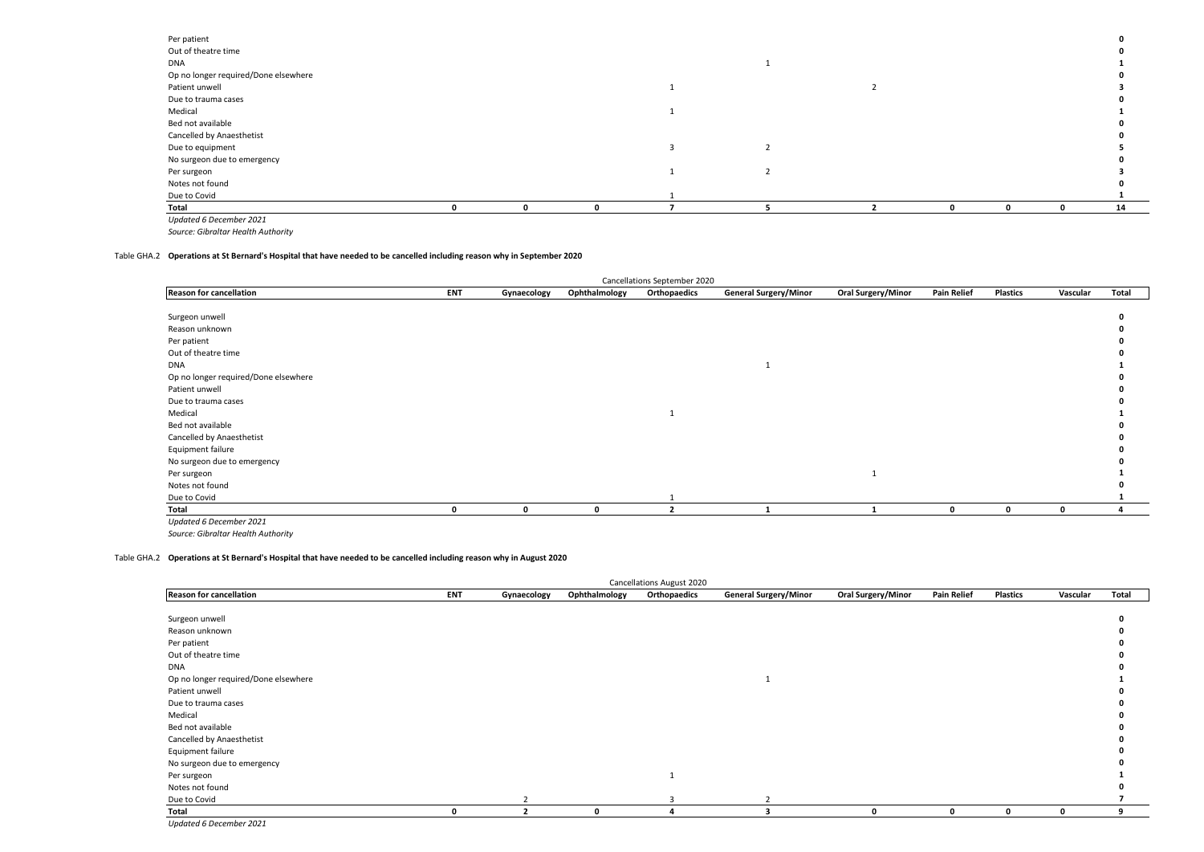| Reason for cancellation | ENT | Gynaecology | Ophthalmology | Orthopaedics | General Surgery/Minor | Oral Surgery/Minor | Pain Relief | Plastics | Vascular | Total |
|---|---|---|---|---|---|---|---|---|---|---|
| Per patient | | | | | | | | | | **0** |
| Out of theatre time | | | | | | | | | | **0** |
| DNA | | | | | 1 | | | | | **1** |
| Op no longer required/Done elsewhere | | | | | | | | | | **0** |
| Patient unwell | | | | 1 | | 2 | | | | **3** |
| Due to trauma cases | | | | | | | | | | **0** |
| Medical | | | | 1 | | | | | | **1** |
| Bed not available | | | | | | | | | | **0** |
| Cancelled by Anaesthetist | | | | | | | | | | **0** |
| Due to equipment | | | | 3 | 2 | | | | | **5** |
| No surgeon due to emergency | | | | | | | | | | **0** |
| Per surgeon | | | | 1 | 2 | | | | | **3** |
| Notes not found | | | | | | | | | | **0** |
| Due to Covid | | | | 1 | | | | | | **1** |
| **Total** | **0** | **0** | **0** | **7** | **5** | **2** | **0** | **0** | **0** | **14** |

*Updated 6 December 2021*

*Source: Gibraltar Health Authority*

Table GHA.2 **Operations at St Bernard's Hospital that have needed to be cancelled including reason why in September 2020**

| | | | | Cancellations September 2020 | | | | | | |
|---|---|---|---|---|---|---|---|---|---|---|
| **Reason for cancellation** | **ENT** | **Gynaecology** | **Ophthalmology** | **Orthopaedics** | **General Surgery/Minor** | **Oral Surgery/Minor** | **Pain Relief** | **Plastics** | **Vascular** | **Total** |
| Surgeon unwell | | | | | | | | | | **0** |
| Reason unknown | | | | | | | | | | **0** |
| Per patient | | | | | | | | | | **0** |
| Out of theatre time | | | | | | | | | | **0** |
| DNA | | | | | 1 | | | | | **1** |
| Op no longer required/Done elsewhere | | | | | | | | | | **0** |
| Patient unwell | | | | | | | | | | **0** |
| Due to trauma cases | | | | | | | | | | **0** |
| Medical | | | | 1 | | | | | | **1** |
| Bed not available | | | | | | | | | | **0** |
| Cancelled by Anaesthetist | | | | | | | | | | **0** |
| Equipment failure | | | | | | | | | | **0** |
| No surgeon due to emergency | | | | | | | | | | **0** |
| Per surgeon | | | | | | 1 | | | | **1** |
| Notes not found | | | | | | | | | | **0** |
| Due to Covid | | | | 1 | | | | | | **1** |
| **Total** | **0** | **0** | **0** | **2** | **1** | **1** | **0** | **0** | **0** | **4** |

*Updated 6 December 2021*

*Source: Gibraltar Health Authority*

Table GHA.2 **Operations at St Bernard's Hospital that have needed to be cancelled including reason why in August 2020**

| | | | | Cancellations August 2020 | | | | | | |
|---|---|---|---|---|---|---|---|---|---|---|
| **Reason for cancellation** | **ENT** | **Gynaecology** | **Ophthalmology** | **Orthopaedics** | **General Surgery/Minor** | **Oral Surgery/Minor** | **Pain Relief** | **Plastics** | **Vascular** | **Total** |
| Surgeon unwell | | | | | | | | | | **0** |
| Reason unknown | | | | | | | | | | **0** |
| Per patient | | | | | | | | | | **0** |
| Out of theatre time | | | | | | | | | | **0** |
| DNA | | | | | | | | | | **0** |
| Op no longer required/Done elsewhere | | | | | 1 | | | | | **1** |
| Patient unwell | | | | | | | | | | **0** |
| Due to trauma cases | | | | | | | | | | **0** |
| Medical | | | | | | | | | | **0** |
| Bed not available | | | | | | | | | | **0** |
| Cancelled by Anaesthetist | | | | | | | | | | **0** |
| Equipment failure | | | | | | | | | | **0** |
| No surgeon due to emergency | | | | | | | | | | **0** |
| Per surgeon | | | | 1 | | | | | | **1** |
| Notes not found | | | | | | | | | | **0** |
| Due to Covid | | 2 | | 3 | 2 | | | | | **7** |
| **Total** | **0** | **2** | **0** | **4** | **3** | **0** | **0** | **0** | **0** | **9** |

*Updated 6 December 2021*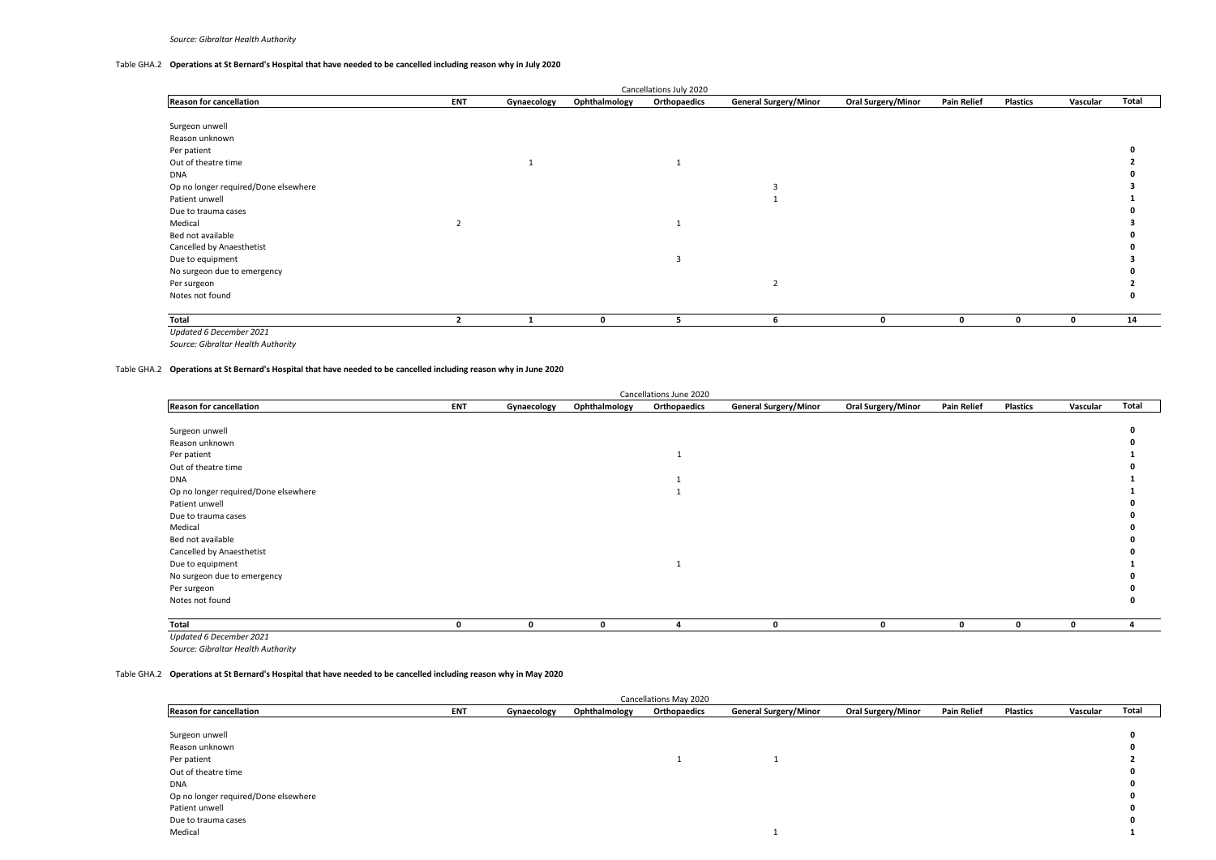*Source: Gibraltar Health Authority*

Table GHA.2 **Operations at St Bernard's Hospital that have needed to be cancelled including reason why in July 2020**

| | Cancellations July 2020 | | | | | | | | | |
|---|---|---|---|---|---|---|---|---|---|---|
| **Reason for cancellation** | **ENT** | **Gynaecology** | **Ophthalmology** | **Orthopaedics** | **General Surgery/Minor** | **Oral Surgery/Minor** | **Pain Relief** | **Plastics** | **Vascular** | **Total** |
| Surgeon unwell | | | | | | | | | | |
| Reason unknown | | | | | | | | | | |
| Per patient | | | | | | | | | | **0** |
| Out of theatre time | | 1 | | 1 | | | | | | **2** |
| DNA | | | | | | | | | | **0** |
| Op no longer required/Done elsewhere | | | | | 3 | | | | | **3** |
| Patient unwell | | | | | 1 | | | | | **1** |
| Due to trauma cases | | | | | | | | | | **0** |
| Medical | 2 | | | 1 | | | | | | **3** |
| Bed not available | | | | | | | | | | **0** |
| Cancelled by Anaesthetist | | | | | | | | | | **0** |
| Due to equipment | | | | 3 | | | | | | **3** |
| No surgeon due to emergency | | | | | | | | | | **0** |
| Per surgeon | | | | | 2 | | | | | **2** |
| Notes not found | | | | | | | | | | **0** |
| **Total** | **2** | **1** | **0** | **5** | **6** | **0** | **0** | **0** | **0** | **14** |

*Updated 6 December 2021*
*Source: Gibraltar Health Authority*

Table GHA.2 **Operations at St Bernard's Hospital that have needed to be cancelled including reason why in June 2020**

| | Cancellations June 2020 | | | | | | | | | |
|---|---|---|---|---|---|---|---|---|---|---|
| **Reason for cancellation** | **ENT** | **Gynaecology** | **Ophthalmology** | **Orthopaedics** | **General Surgery/Minor** | **Oral Surgery/Minor** | **Pain Relief** | **Plastics** | **Vascular** | **Total** |
| Surgeon unwell | | | | | | | | | | **0** |
| Reason unknown | | | | | | | | | | **0** |
| Per patient | | | | 1 | | | | | | **1** |
| Out of theatre time | | | | | | | | | | **0** |
| DNA | | | | 1 | | | | | | **1** |
| Op no longer required/Done elsewhere | | | | 1 | | | | | | **1** |
| Patient unwell | | | | | | | | | | **0** |
| Due to trauma cases | | | | | | | | | | **0** |
| Medical | | | | | | | | | | **0** |
| Bed not available | | | | | | | | | | **0** |
| Cancelled by Anaesthetist | | | | | | | | | | **0** |
| Due to equipment | | | | 1 | | | | | | **1** |
| No surgeon due to emergency | | | | | | | | | | **0** |
| Per surgeon | | | | | | | | | | **0** |
| Notes not found | | | | | | | | | | **0** |
| **Total** | **0** | **0** | **0** | **4** | **0** | **0** | **0** | **0** | **0** | **4** |

*Updated 6 December 2021*
*Source: Gibraltar Health Authority*

Table GHA.2 **Operations at St Bernard's Hospital that have needed to be cancelled including reason why in May 2020**

| | Cancellations May 2020 | | | | | | | | | |
|---|---|---|---|---|---|---|---|---|---|---|
| **Reason for cancellation** | **ENT** | **Gynaecology** | **Ophthalmology** | **Orthopaedics** | **General Surgery/Minor** | **Oral Surgery/Minor** | **Pain Relief** | **Plastics** | **Vascular** | **Total** |
| Surgeon unwell | | | | | | | | | | **0** |
| Reason unknown | | | | | | | | | | **0** |
| Per patient | | | | 1 | 1 | | | | | **2** |
| Out of theatre time | | | | | | | | | | **0** |
| DNA | | | | | | | | | | **0** |
| Op no longer required/Done elsewhere | | | | | | | | | | **0** |
| Patient unwell | | | | | | | | | | **0** |
| Due to trauma cases | | | | | | | | | | **0** |
| Medical | | | | | 1 | | | | | **1** |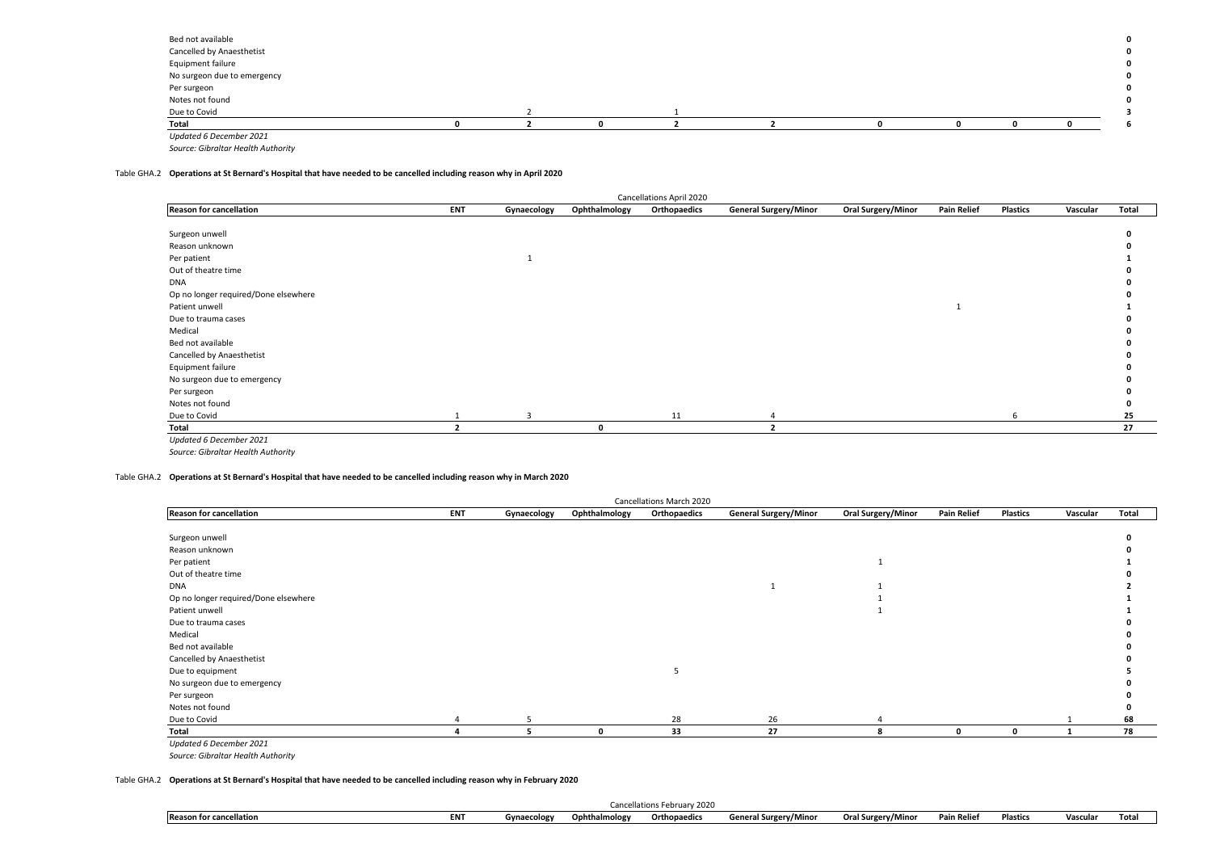| Reason for cancellation | ENT | Gynaecology | Ophthalmology | Orthopaedics | General Surgery/Minor | Oral Surgery/Minor | Pain Relief | Plastics | Vascular | Total |
|---|---|---|---|---|---|---|---|---|---|---|
| Bed not available | | | | | | | | | | **0** |
| Cancelled by Anaesthetist | | | | | | | | | | **0** |
| Equipment failure | | | | | | | | | | **0** |
| No surgeon due to emergency | | | | | | | | | | **0** |
| Per surgeon | | | | | | | | | | **0** |
| Notes not found | | | | | | | | | | **0** |
| Due to Covid | | 2 | | 1 | | | | | | **3** |
| **Total** | **0** | **2** | **0** | **2** | **2** | **0** | **0** | **0** | **0** | **6** |

*Updated 6 December 2021*

*Source: Gibraltar Health Authority*

Table GHA.2 **Operations at St Bernard's Hospital that have needed to be cancelled including reason why in April 2020**

| | | | | Cancellations April 2020 | | | | | | |
|---|---|---|---|---|---|---|---|---|---|---|
| **Reason for cancellation** | **ENT** | **Gynaecology** | **Ophthalmology** | **Orthopaedics** | **General Surgery/Minor** | **Oral Surgery/Minor** | **Pain Relief** | **Plastics** | **Vascular** | **Total** |
| Surgeon unwell | | | | | | | | | | **0** |
| Reason unknown | | | | | | | | | | **0** |
| Per patient | | 1 | | | | | | | | **1** |
| Out of theatre time | | | | | | | | | | **0** |
| DNA | | | | | | | | | | **0** |
| Op no longer required/Done elsewhere | | | | | | | | | | **0** |
| Patient unwell | | | | | | | 1 | | | **1** |
| Due to trauma cases | | | | | | | | | | **0** |
| Medical | | | | | | | | | | **0** |
| Bed not available | | | | | | | | | | **0** |
| Cancelled by Anaesthetist | | | | | | | | | | **0** |
| Equipment failure | | | | | | | | | | **0** |
| No surgeon due to emergency | | | | | | | | | | **0** |
| Per surgeon | | | | | | | | | | **0** |
| Notes not found | | | | | | | | | | **0** |
| Due to Covid | 1 | 3 | | 11 | 4 | | | 6 | | **25** |
| **Total** | **2** | | **0** | | **2** | | | | | **27** |

*Updated 6 December 2021*

*Source: Gibraltar Health Authority*

Table GHA.2 **Operations at St Bernard's Hospital that have needed to be cancelled including reason why in March 2020**

| | | | | Cancellations March 2020 | | | | | | |
|---|---|---|---|---|---|---|---|---|---|---|
| **Reason for cancellation** | **ENT** | **Gynaecology** | **Ophthalmology** | **Orthopaedics** | **General Surgery/Minor** | **Oral Surgery/Minor** | **Pain Relief** | **Plastics** | **Vascular** | **Total** |
| Surgeon unwell | | | | | | | | | | **0** |
| Reason unknown | | | | | | | | | | **0** |
| Per patient | | | | | | 1 | | | | **1** |
| Out of theatre time | | | | | | | | | | **0** |
| DNA | | | | | 1 | 1 | | | | **2** |
| Op no longer required/Done elsewhere | | | | | | 1 | | | | **1** |
| Patient unwell | | | | | | 1 | | | | **1** |
| Due to trauma cases | | | | | | | | | | **0** |
| Medical | | | | | | | | | | **0** |
| Bed not available | | | | | | | | | | **0** |
| Cancelled by Anaesthetist | | | | | | | | | | **0** |
| Due to equipment | | | | 5 | | | | | | **5** |
| No surgeon due to emergency | | | | | | | | | | **0** |
| Per surgeon | | | | | | | | | | **0** |
| Notes not found | | | | | | | | | | **0** |
| Due to Covid | 4 | 5 | | 28 | 26 | 4 | | | 1 | **68** |
| **Total** | **4** | **5** | **0** | **33** | **27** | **8** | **0** | **0** | **1** | **78** |

*Updated 6 December 2021*

*Source: Gibraltar Health Authority*

Table GHA.2 **Operations at St Bernard's Hospital that have needed to be cancelled including reason why in February 2020**

| | | | | Cancellations February 2020 | | | | | | |
|---|---|---|---|---|---|---|---|---|---|---|
| **Reason for cancellation** | **ENT** | **Gynaecology** | **Ophthalmology** | **Orthopaedics** | **General Surgery/Minor** | **Oral Surgery/Minor** | **Pain Relief** | **Plastics** | **Vascular** | **Total** |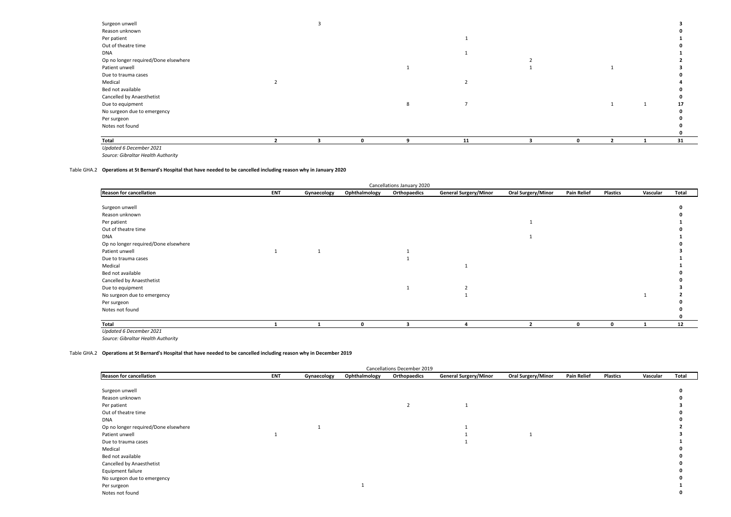| Reason for cancellation | ENT | Gynaecology | Ophthalmology | Orthopaedics | General Surgery/Minor | Oral Surgery/Minor | Pain Relief | Plastics | Vascular | Total |
|---|---|---|---|---|---|---|---|---|---|---|
| Surgeon unwell | | 3 | | | | | | | | **3** |
| Reason unknown | | | | | | | | | | **0** |
| Per patient | | | | | 1 | | | | | **1** |
| Out of theatre time | | | | | | | | | | **0** |
| DNA | | | | | 1 | | | | | **1** |
| Op no longer required/Done elsewhere | | | | | | 2 | | | | **2** |
| Patient unwell | | | | 1 | | 1 | | 1 | | **3** |
| Due to trauma cases | | | | | | | | | | **0** |
| Medical | 2 | | | | 2 | | | | | **4** |
| Bed not available | | | | | | | | | | **0** |
| Cancelled by Anaesthetist | | | | | | | | | | **0** |
| Due to equipment | | | | 8 | 7 | | | 1 | 1 | **17** |
| No surgeon due to emergency | | | | | | | | | | **0** |
| Per surgeon | | | | | | | | | | **0** |
| Notes not found | | | | | | | | | | **0** |
| | | | | | | | | | | **0** |
| **Total** | **2** | **3** | **0** | **9** | **11** | **3** | **0** | **2** | **1** | **31** |

*Updated 6 December 2021*

*Source: Gibraltar Health Authority*

Table GHA.2 **Operations at St Bernard's Hospital that have needed to be cancelled including reason why in January 2020**

| | | | | Cancellations January 2020 | | | | | | |
|---|---|---|---|---|---|---|---|---|---|---|
| **Reason for cancellation** | **ENT** | **Gynaecology** | **Ophthalmology** | **Orthopaedics** | **General Surgery/Minor** | **Oral Surgery/Minor** | **Pain Relief** | **Plastics** | **Vascular** | **Total** |
| Surgeon unwell | | | | | | | | | | **0** |
| Reason unknown | | | | | | | | | | **0** |
| Per patient | | | | | | 1 | | | | **1** |
| Out of theatre time | | | | | | | | | | **0** |
| DNA | | | | | | 1 | | | | **1** |
| Op no longer required/Done elsewhere | | | | | | | | | | **0** |
| Patient unwell | 1 | 1 | | 1 | | | | | | **3** |
| Due to trauma cases | | | | 1 | | | | | | **1** |
| Medical | | | | | 1 | | | | | **1** |
| Bed not available | | | | | | | | | | **0** |
| Cancelled by Anaesthetist | | | | | | | | | | **0** |
| Due to equipment | | | | 1 | 2 | | | | | **3** |
| No surgeon due to emergency | | | | | 1 | | | | 1 | **2** |
| Per surgeon | | | | | | | | | | **0** |
| Notes not found | | | | | | | | | | **0** |
| | | | | | | | | | | **0** |
| **Total** | **1** | **1** | **0** | **3** | **4** | **2** | **0** | **0** | **1** | **12** |

*Updated 6 December 2021*

*Source: Gibraltar Health Authority*

Table GHA.2 **Operations at St Bernard's Hospital that have needed to be cancelled including reason why in December 2019**

| | | | | Cancellations December 2019 | | | | | | |
|---|---|---|---|---|---|---|---|---|---|---|
| **Reason for cancellation** | **ENT** | **Gynaecology** | **Ophthalmology** | **Orthopaedics** | **General Surgery/Minor** | **Oral Surgery/Minor** | **Pain Relief** | **Plastics** | **Vascular** | **Total** |
| Surgeon unwell | | | | | | | | | | **0** |
| Reason unknown | | | | | | | | | | **0** |
| Per patient | | | | 2 | 1 | | | | | **3** |
| Out of theatre time | | | | | | | | | | **0** |
| DNA | | | | | | | | | | **0** |
| Op no longer required/Done elsewhere | | 1 | | | 1 | | | | | **2** |
| Patient unwell | 1 | | | | 1 | 1 | | | | **3** |
| Due to trauma cases | | | | | 1 | | | | | **1** |
| Medical | | | | | | | | | | **0** |
| Bed not available | | | | | | | | | | **0** |
| Cancelled by Anaesthetist | | | | | | | | | | **0** |
| Equipment failure | | | | | | | | | | **0** |
| No surgeon due to emergency | | | | | | | | | | **0** |
| Per surgeon | | | 1 | | | | | | | **1** |
| Notes not found | | | | | | | | | | **0** |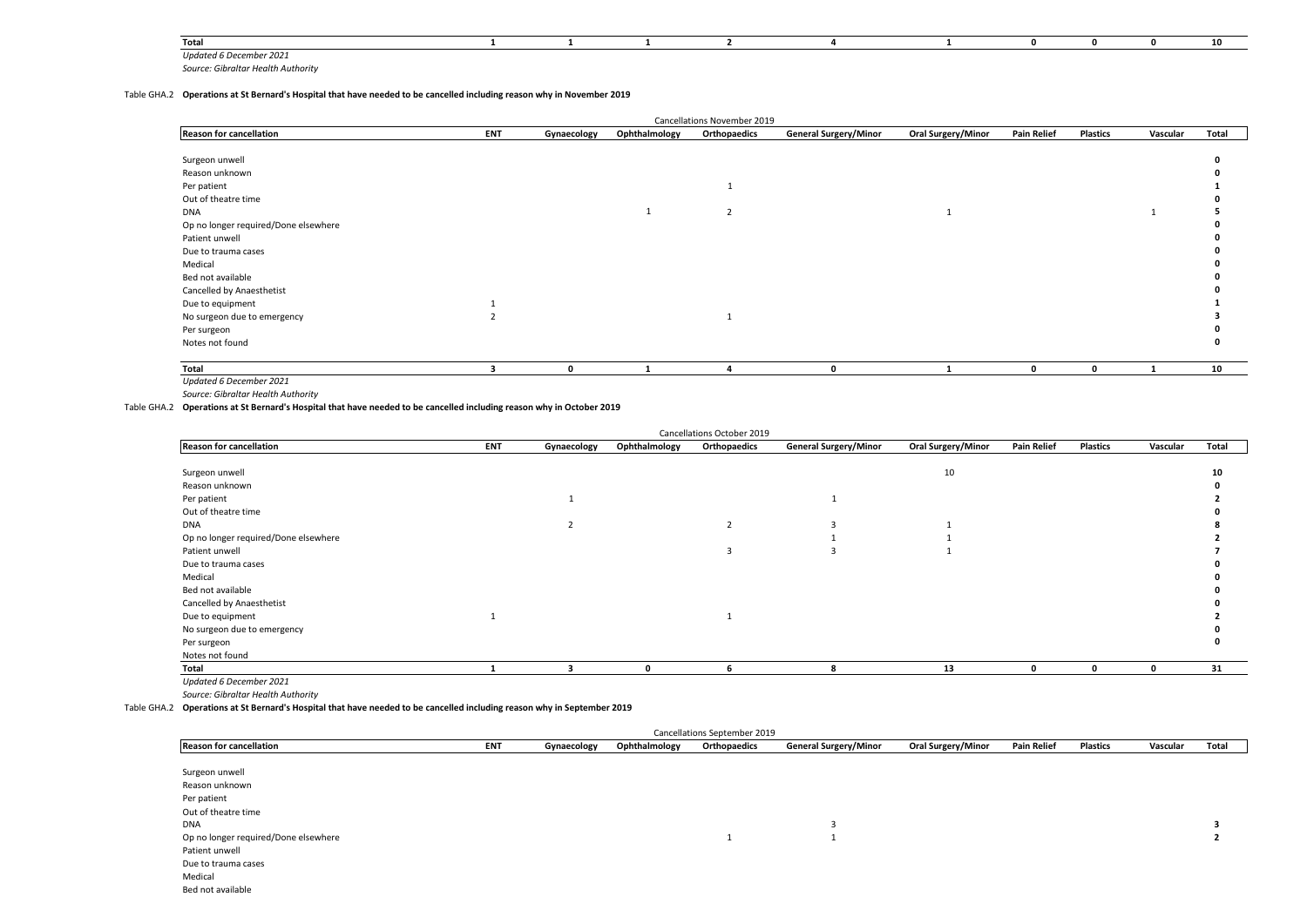| Total | 1 | 1 | 1 | 2 | 4 | 1 | 0 | 0 | 0 | 10 |
|---|---|---|---|---|---|---|---|---|---|---|

*Updated 6 December 2021*

*Source: Gibraltar Health Authority*

Table GHA.2 **Operations at St Bernard's Hospital that have needed to be cancelled including reason why in November 2019**

| | Cancellations November 2019 | | | | | | | | | |
|---|---|---|---|---|---|---|---|---|---|---|
| **Reason for cancellation** | **ENT** | **Gynaecology** | **Ophthalmology** | **Orthopaedics** | **General Surgery/Minor** | **Oral Surgery/Minor** | **Pain Relief** | **Plastics** | **Vascular** | **Total** |
| Surgeon unwell | | | | | | | | | | **0** |
| Reason unknown | | | | | | | | | | **0** |
| Per patient | | | | 1 | | | | | | **1** |
| Out of theatre time | | | | | | | | | | **0** |
| DNA | | | 1 | 2 | | 1 | | | 1 | **5** |
| Op no longer required/Done elsewhere | | | | | | | | | | **0** |
| Patient unwell | | | | | | | | | | **0** |
| Due to trauma cases | | | | | | | | | | **0** |
| Medical | | | | | | | | | | **0** |
| Bed not available | | | | | | | | | | **0** |
| Cancelled by Anaesthetist | | | | | | | | | | **0** |
| Due to equipment | 1 | | | | | | | | | **1** |
| No surgeon due to emergency | 2 | | | 1 | | | | | | **3** |
| Per surgeon | | | | | | | | | | **0** |
| Notes not found | | | | | | | | | | **0** |
| **Total** | **3** | **0** | **1** | **4** | **0** | **1** | **0** | **0** | **1** | **10** |

*Updated 6 December 2021*

*Source: Gibraltar Health Authority*

Table GHA.2 **Operations at St Bernard's Hospital that have needed to be cancelled including reason why in October 2019**

| | Cancellations October 2019 | | | | | | | | | |
|---|---|---|---|---|---|---|---|---|---|---|
| **Reason for cancellation** | **ENT** | **Gynaecology** | **Ophthalmology** | **Orthopaedics** | **General Surgery/Minor** | **Oral Surgery/Minor** | **Pain Relief** | **Plastics** | **Vascular** | **Total** |
| Surgeon unwell | | | | | | 10 | | | | **10** |
| Reason unknown | | | | | | | | | | **0** |
| Per patient | | 1 | | | 1 | | | | | **2** |
| Out of theatre time | | | | | | | | | | **0** |
| DNA | | 2 | | 2 | 3 | 1 | | | | **8** |
| Op no longer required/Done elsewhere | | | | | 1 | 1 | | | | **2** |
| Patient unwell | | | | 3 | 3 | 1 | | | | **7** |
| Due to trauma cases | | | | | | | | | | **0** |
| Medical | | | | | | | | | | **0** |
| Bed not available | | | | | | | | | | **0** |
| Cancelled by Anaesthetist | | | | | | | | | | **0** |
| Due to equipment | 1 | | | 1 | | | | | | **2** |
| No surgeon due to emergency | | | | | | | | | | **0** |
| Per surgeon | | | | | | | | | | **0** |
| Notes not found | | | | | | | | | | |
| **Total** | **1** | **3** | **0** | **6** | **8** | **13** | **0** | **0** | **0** | **31** |

*Updated 6 December 2021*

*Source: Gibraltar Health Authority*

Table GHA.2 **Operations at St Bernard's Hospital that have needed to be cancelled including reason why in September 2019**

| | Cancellations September 2019 | | | | | | | | | |
|---|---|---|---|---|---|---|---|---|---|---|
| **Reason for cancellation** | **ENT** | **Gynaecology** | **Ophthalmology** | **Orthopaedics** | **General Surgery/Minor** | **Oral Surgery/Minor** | **Pain Relief** | **Plastics** | **Vascular** | **Total** |
| Surgeon unwell | | | | | | | | | | |
| Reason unknown | | | | | | | | | | |
| Per patient | | | | | | | | | | |
| Out of theatre time | | | | | | | | | | |
| DNA | | | | | 3 | | | | | **3** |
| Op no longer required/Done elsewhere | | | | 1 | 1 | | | | | **2** |
| Patient unwell | | | | | | | | | | |
| Due to trauma cases | | | | | | | | | | |
| Medical | | | | | | | | | | |
| Bed not available | | | | | | | | | | |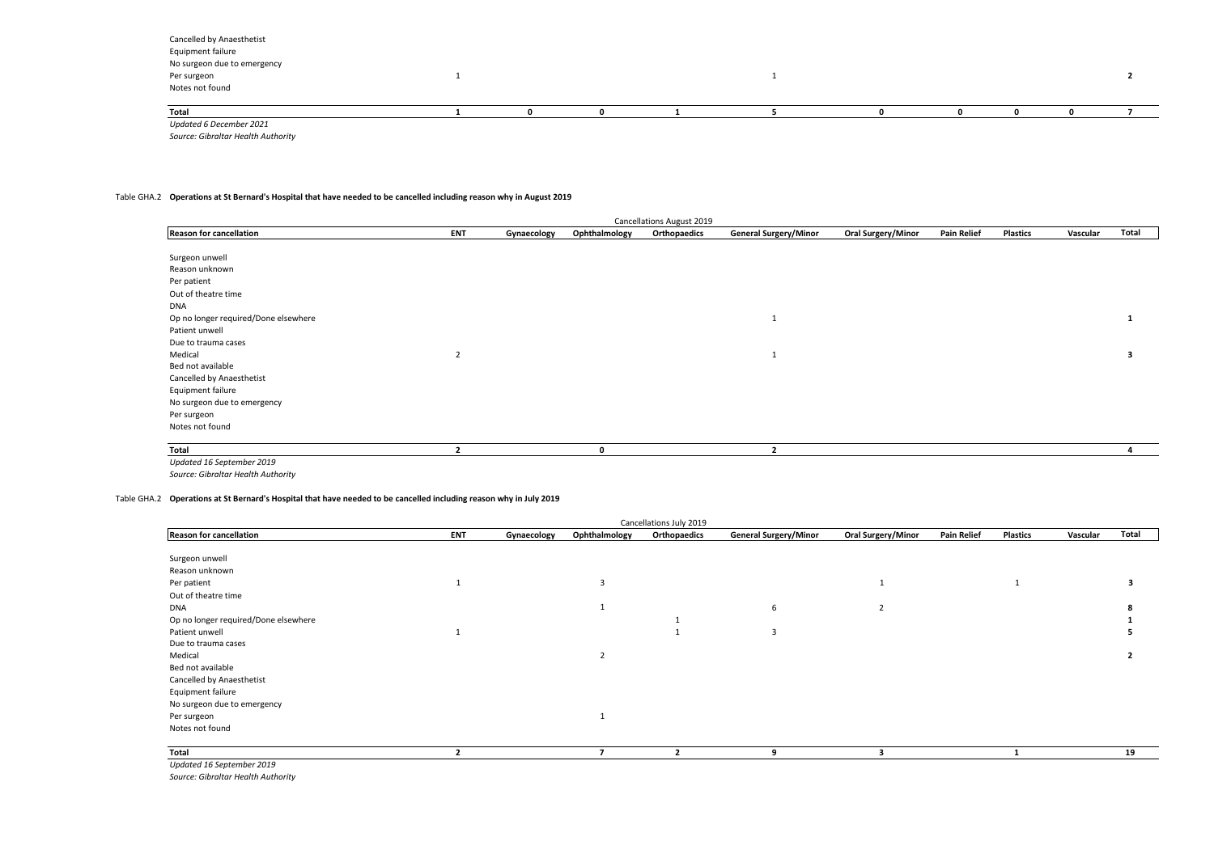| Reason for cancellation | ENT | Gynaecology | Ophthalmology | Orthopaedics | General Surgery/Minor | Oral Surgery/Minor | Pain Relief | Plastics | Vascular | Total |
|---|---|---|---|---|---|---|---|---|---|---|
| Cancelled by Anaesthetist | | | | | | | | | | |
| Equipment failure | | | | | | | | | | |
| No surgeon due to emergency | | | | | | | | | | |
| Per surgeon | 1 | | | | 1 | | | | | **2** |
| Notes not found | | | | | | | | | | |
| **Total** | **1** | **0** | **0** | **1** | **5** | **0** | **0** | **0** | **0** | **7** |

*Updated 6 December 2021*

*Source: Gibraltar Health Authority*

Table GHA.2 **Operations at St Bernard's Hospital that have needed to be cancelled including reason why in August 2019**

| | | | | Cancellations August 2019 | | | | | | |
|---|---|---|---|---|---|---|---|---|---|---|
| **Reason for cancellation** | **ENT** | **Gynaecology** | **Ophthalmology** | **Orthopaedics** | **General Surgery/Minor** | **Oral Surgery/Minor** | **Pain Relief** | **Plastics** | **Vascular** | **Total** |
| Surgeon unwell | | | | | | | | | | |
| Reason unknown | | | | | | | | | | |
| Per patient | | | | | | | | | | |
| Out of theatre time | | | | | | | | | | |
| DNA | | | | | | | | | | |
| Op no longer required/Done elsewhere | | | | | 1 | | | | | **1** |
| Patient unwell | | | | | | | | | | |
| Due to trauma cases | | | | | | | | | | |
| Medical | 2 | | | | 1 | | | | | **3** |
| Bed not available | | | | | | | | | | |
| Cancelled by Anaesthetist | | | | | | | | | | |
| Equipment failure | | | | | | | | | | |
| No surgeon due to emergency | | | | | | | | | | |
| Per surgeon | | | | | | | | | | |
| Notes not found | | | | | | | | | | |
| **Total** | **2** | | **0** | | **2** | | | | | **4** |

*Updated 16 September 2019*

*Source: Gibraltar Health Authority*

Table GHA.2 **Operations at St Bernard's Hospital that have needed to be cancelled including reason why in July 2019**

| | | | | Cancellations July 2019 | | | | | | |
|---|---|---|---|---|---|---|---|---|---|---|
| **Reason for cancellation** | **ENT** | **Gynaecology** | **Ophthalmology** | **Orthopaedics** | **General Surgery/Minor** | **Oral Surgery/Minor** | **Pain Relief** | **Plastics** | **Vascular** | **Total** |
| Surgeon unwell | | | | | | | | | | |
| Reason unknown | | | | | | | | | | |
| Per patient | 1 | | 3 | | | 1 | | 1 | | **3** |
| Out of theatre time | | | | | | | | | | |
| DNA | | | 1 | | 6 | 2 | | | | **8** |
| Op no longer required/Done elsewhere | | | | 1 | | | | | | **1** |
| Patient unwell | 1 | | | 1 | 3 | | | | | **5** |
| Due to trauma cases | | | | | | | | | | |
| Medical | | | 2 | | | | | | | **2** |
| Bed not available | | | | | | | | | | |
| Cancelled by Anaesthetist | | | | | | | | | | |
| Equipment failure | | | | | | | | | | |
| No surgeon due to emergency | | | | | | | | | | |
| Per surgeon | | | 1 | | | | | | | |
| Notes not found | | | | | | | | | | |
| **Total** | **2** | | **7** | **2** | **9** | **3** | | **1** | | **19** |

*Updated 16 September 2019*

*Source: Gibraltar Health Authority*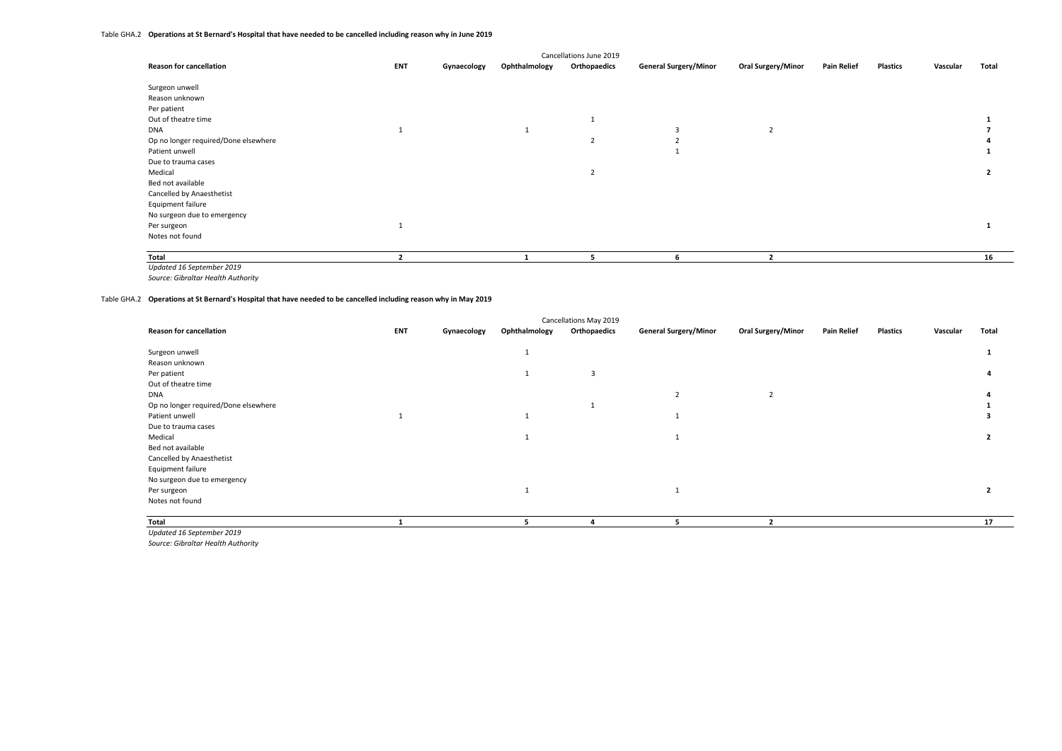Table GHA.2 **Operations at St Bernard's Hospital that have needed to be cancelled including reason why in June 2019**

| | | | | Cancellations June 2019 | | | | | | |
|---|---|---|---|---|---|---|---|---|---|---|
| **Reason for cancellation** | **ENT** | **Gynaecology** | **Ophthalmology** | **Orthopaedics** | **General Surgery/Minor** | **Oral Surgery/Minor** | **Pain Relief** | **Plastics** | **Vascular** | **Total** |
| Surgeon unwell | | | | | | | | | | |
| Reason unknown | | | | | | | | | | |
| Per patient | | | | | | | | | | |
| Out of theatre time | | | | 1 | | | | | | **1** |
| DNA | 1 | | 1 | | 3 | 2 | | | | **7** |
| Op no longer required/Done elsewhere | | | | 2 | 2 | | | | | **4** |
| Patient unwell | | | | | 1 | | | | | **1** |
| Due to trauma cases | | | | | | | | | | |
| Medical | | | | 2 | | | | | | **2** |
| Bed not available | | | | | | | | | | |
| Cancelled by Anaesthetist | | | | | | | | | | |
| Equipment failure | | | | | | | | | | |
| No surgeon due to emergency | | | | | | | | | | |
| Per surgeon | 1 | | | | | | | | | **1** |
| Notes not found | | | | | | | | | | |
| **Total** | **2** | | **1** | **5** | **6** | **2** | | | | **16** |

*Updated 16 September 2019*

*Source: Gibraltar Health Authority*

Table GHA.2 **Operations at St Bernard's Hospital that have needed to be cancelled including reason why in May 2019**

| | | | | Cancellations May 2019 | | | | | | |
|---|---|---|---|---|---|---|---|---|---|---|
| **Reason for cancellation** | **ENT** | **Gynaecology** | **Ophthalmology** | **Orthopaedics** | **General Surgery/Minor** | **Oral Surgery/Minor** | **Pain Relief** | **Plastics** | **Vascular** | **Total** |
| Surgeon unwell | | | 1 | | | | | | | **1** |
| Reason unknown | | | | | | | | | | |
| Per patient | | | 1 | 3 | | | | | | **4** |
| Out of theatre time | | | | | | | | | | |
| DNA | | | | | 2 | 2 | | | | **4** |
| Op no longer required/Done elsewhere | | | | 1 | | | | | | **1** |
| Patient unwell | 1 | | 1 | | 1 | | | | | **3** |
| Due to trauma cases | | | | | | | | | | |
| Medical | | | 1 | | 1 | | | | | **2** |
| Bed not available | | | | | | | | | | |
| Cancelled by Anaesthetist | | | | | | | | | | |
| Equipment failure | | | | | | | | | | |
| No surgeon due to emergency | | | | | | | | | | |
| Per surgeon | | | 1 | | 1 | | | | | **2** |
| Notes not found | | | | | | | | | | |
| **Total** | **1** | | **5** | **4** | **5** | **2** | | | | **17** |

*Updated 16 September 2019*

*Source: Gibraltar Health Authority*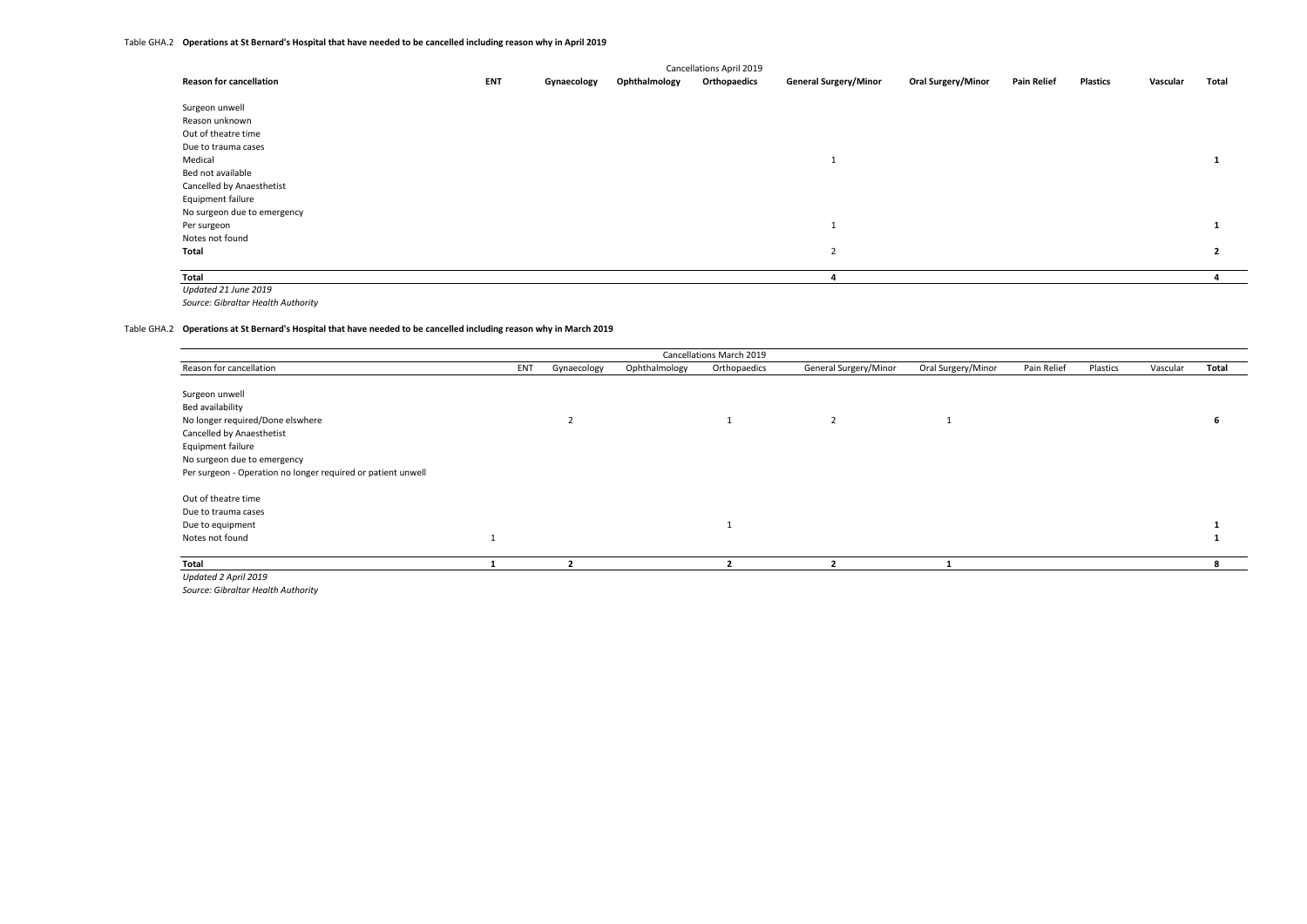Table GHA.2 **Operations at St Bernard's Hospital that have needed to be cancelled including reason why in April 2019**

| | Cancellations April 2019 | | | | | | | | | |
|---|---|---|---|---|---|---|---|---|---|---|
| **Reason for cancellation** | **ENT** | **Gynaecology** | **Ophthalmology** | **Orthopaedics** | **General Surgery/Minor** | **Oral Surgery/Minor** | **Pain Relief** | **Plastics** | **Vascular** | **Total** |
| Surgeon unwell | | | | | | | | | | |
| Reason unknown | | | | | | | | | | |
| Out of theatre time | | | | | | | | | | |
| Due to trauma cases | | | | | | | | | | |
| Medical | | | | | 1 | | | | | **1** |
| Bed not available | | | | | | | | | | |
| Cancelled by Anaesthetist | | | | | | | | | | |
| Equipment failure | | | | | | | | | | |
| No surgeon due to emergency | | | | | | | | | | |
| Per surgeon | | | | | 1 | | | | | **1** |
| Notes not found | | | | | | | | | | |
| **Total** | | | | | 2 | | | | | **2** |
| **Total** | | | | | **4** | | | | | **4** |

*Updated 21 June 2019*

*Source: Gibraltar Health Authority*

Table GHA.2 **Operations at St Bernard's Hospital that have needed to be cancelled including reason why in March 2019**

| | Cancellations March 2019 | | | | | | | | | |
|---|---|---|---|---|---|---|---|---|---|---|
| Reason for cancellation | ENT | Gynaecology | Ophthalmology | Orthopaedics | General Surgery/Minor | Oral Surgery/Minor | Pain Relief | Plastics | Vascular | **Total** |
| Surgeon unwell | | | | | | | | | | |
| Bed availability | | | | | | | | | | |
| No longer required/Done elswhere | | 2 | | 1 | 2 | 1 | | | | **6** |
| Cancelled by Anaesthetist | | | | | | | | | | |
| Equipment failure | | | | | | | | | | |
| No surgeon due to emergency | | | | | | | | | | |
| Per surgeon - Operation no longer required or patient unwell | | | | | | | | | | |
| Out of theatre time | | | | | | | | | | |
| Due to trauma cases | | | | | | | | | | |
| Due to equipment | | | | 1 | | | | | | **1** |
| Notes not found | 1 | | | | | | | | | **1** |
| **Total** | **1** | **2** | | **2** | **2** | **1** | | | | **8** |

*Updated 2 April 2019*

*Source: Gibraltar Health Authority*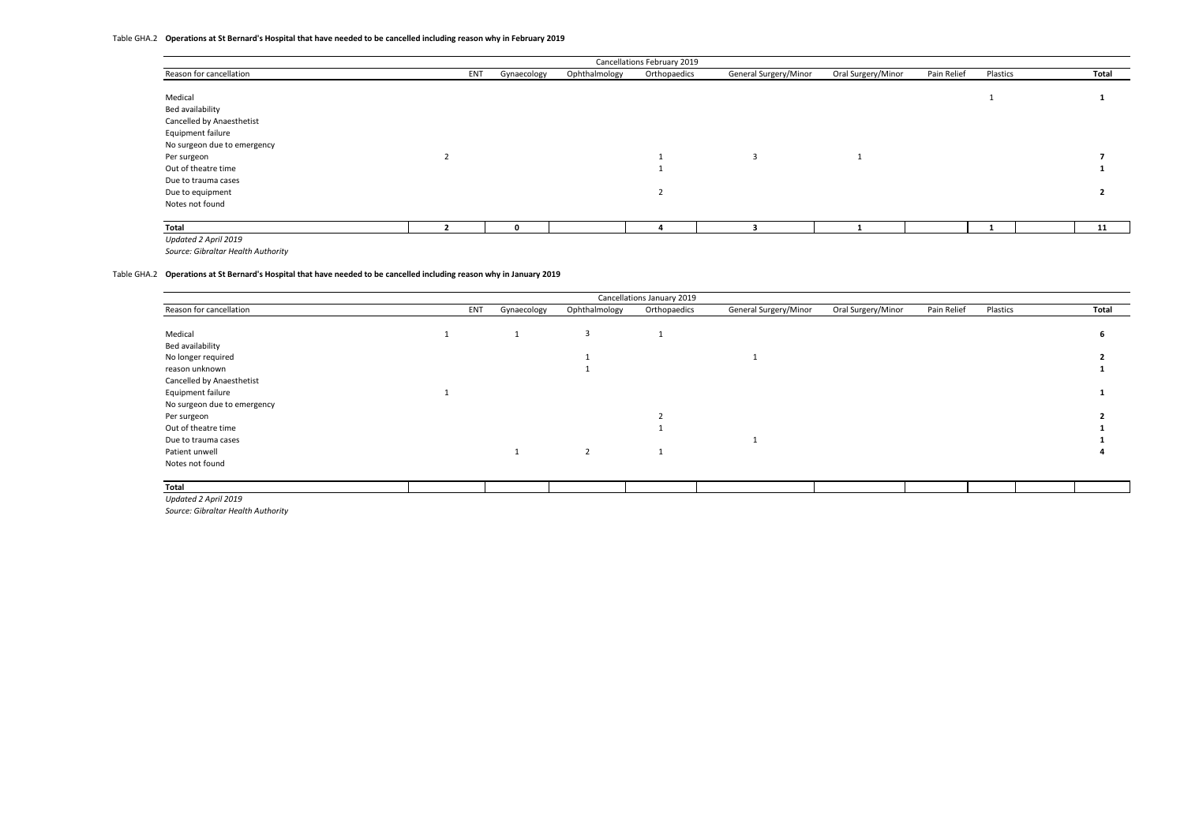Table GHA.2 **Operations at St Bernard's Hospital that have needed to be cancelled including reason why in February 2019**

| | Cancellations February 2019 | | | | | | | | | |
|---|---|---|---|---|---|---|---|---|---|---|
| Reason for cancellation | ENT | Gynaecology | Ophthalmology | Orthopaedics | General Surgery/Minor | Oral Surgery/Minor | Pain Relief | Plastics | | **Total** |
| Medical | | | | | | | | 1 | | **1** |
| Bed availability | | | | | | | | | | |
| Cancelled by Anaesthetist | | | | | | | | | | |
| Equipment failure | | | | | | | | | | |
| No surgeon due to emergency | | | | | | | | | | |
| Per surgeon | 2 | | | 1 | 3 | 1 | | | | **7** |
| Out of theatre time | | | | 1 | | | | | | **1** |
| Due to trauma cases | | | | | | | | | | |
| Due to equipment | | | | 2 | | | | | | **2** |
| Notes not found | | | | | | | | | | |
| **Total** | **2** | **0** | | **4** | **3** | **1** | | **1** | | **11** |

*Updated 2 April 2019*

*Source: Gibraltar Health Authority*

Table GHA.2 **Operations at St Bernard's Hospital that have needed to be cancelled including reason why in January 2019**

| | Cancellations January 2019 | | | | | | | | | |
|---|---|---|---|---|---|---|---|---|---|---|
| Reason for cancellation | ENT | Gynaecology | Ophthalmology | Orthopaedics | General Surgery/Minor | Oral Surgery/Minor | Pain Relief | Plastics | | **Total** |
| Medical | 1 | 1 | 3 | 1 | | | | | | **6** |
| Bed availability | | | | | | | | | | |
| No longer required | | | 1 | | 1 | | | | | **2** |
| reason unknown | | | 1 | | | | | | | **1** |
| Cancelled by Anaesthetist | | | | | | | | | | |
| Equipment failure | 1 | | | | | | | | | **1** |
| No surgeon due to emergency | | | | | | | | | | |
| Per surgeon | | | | 2 | | | | | | **2** |
| Out of theatre time | | | | 1 | | | | | | **1** |
| Due to trauma cases | | | | | 1 | | | | | **1** |
| Patient unwell | | 1 | 2 | 1 | | | | | | **4** |
| Notes not found | | | | | | | | | | |
| **Total** | | | | | | | | | | |

*Updated 2 April 2019*

*Source: Gibraltar Health Authority*